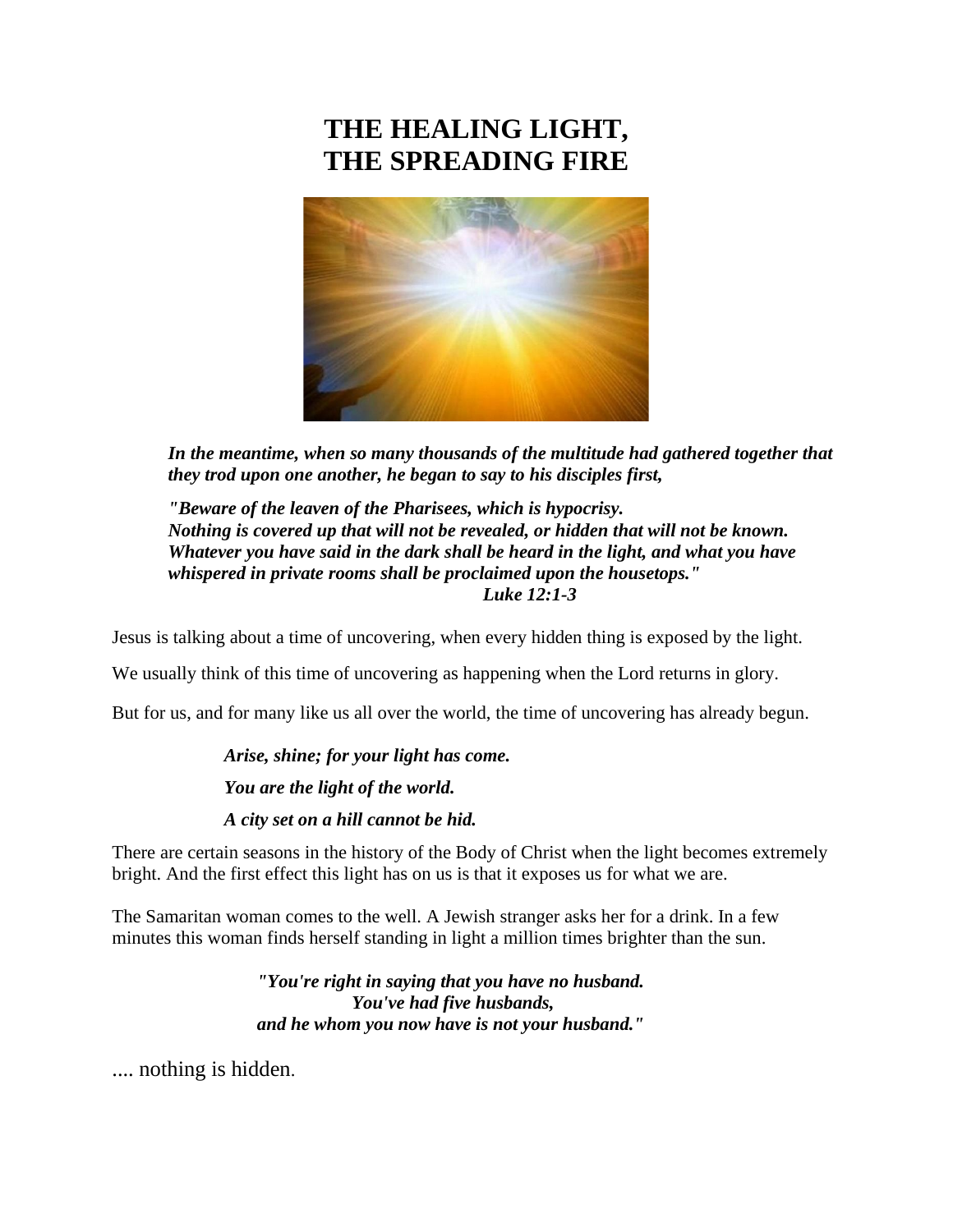# THE HEALING LIGHT, THE SPREADING FIRE

***In the meantime, when so many thousands of the multitude had gathered together that they trod upon one another, he began to say to his disciples first,***

***"Beware of the leaven of the Pharisees, which is hypocrisy.***
***Nothing is covered up that will not be revealed, or hidden that will not be known.***
***Whatever you have said in the dark shall be heard in the light, and what you have whispered in private rooms shall be proclaimed upon the housetops."***
***Luke 12:1-3***

Jesus is talking about a time of uncovering, when every hidden thing is exposed by the light.

We usually think of this time of uncovering as happening when the Lord returns in glory.

But for us, and for many like us all over the world, the time of uncovering has already begun.

***Arise, shine; for your light has come.***

***You are the light of the world.***

***A city set on a hill cannot be hid.***

There are certain seasons in the history of the Body of Christ when the light becomes extremely bright. And the first effect this light has on us is that it exposes us for what we are.

The Samaritan woman comes to the well. A Jewish stranger asks her for a drink. In a few minutes this woman finds herself standing in light a million times brighter than the sun.

***"You're right in saying that you have no husband.***
***You've had five husbands,***
***and he whom you now have is not your husband."***

.... nothing is hidden.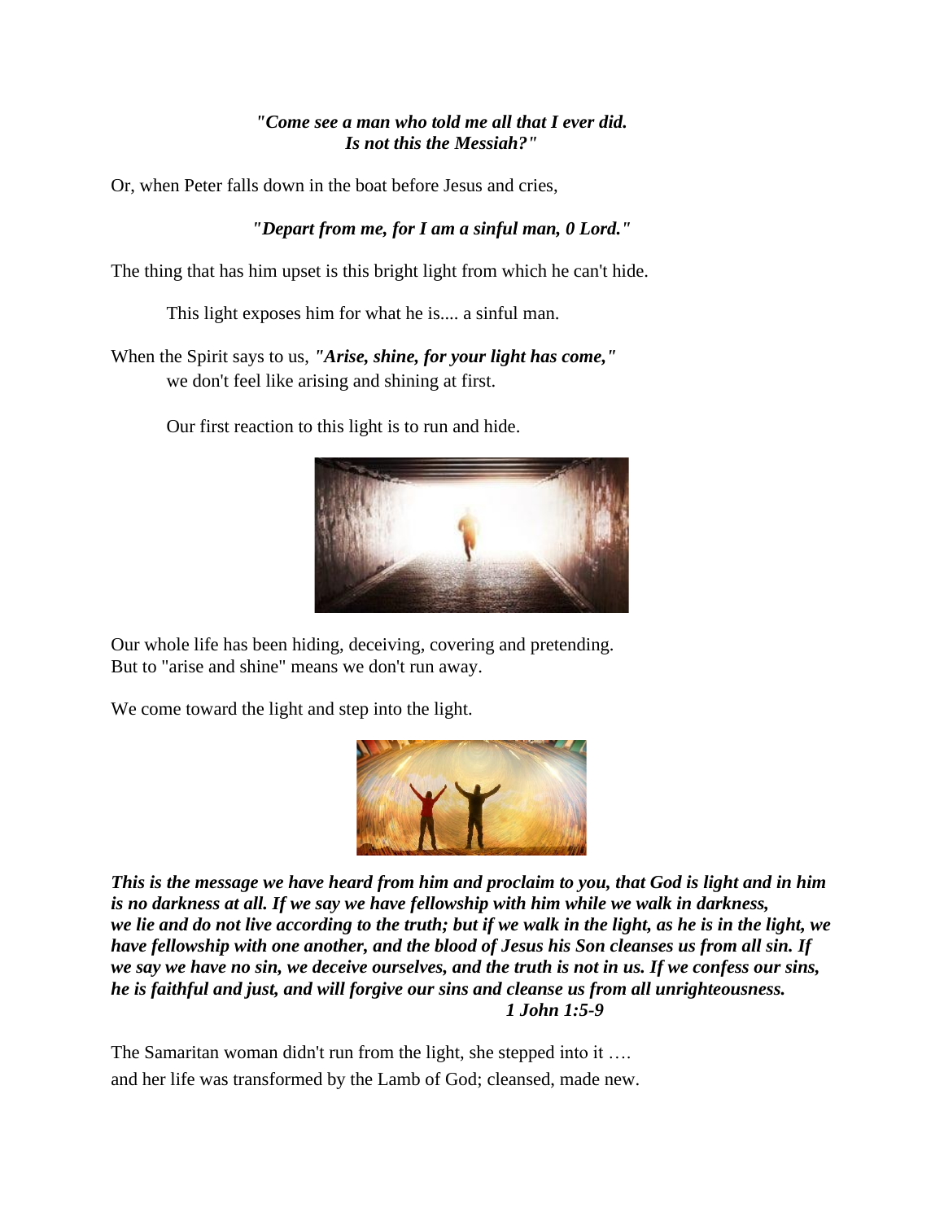***"Come see a man who told me all that I ever did.***
***Is not this the Messiah?"***

Or, when Peter falls down in the boat before Jesus and cries,

***"Depart from me, for I am a sinful man, 0 Lord."***

The thing that has him upset is this bright light from which he can't hide.

This light exposes him for what he is.... a sinful man.

When the Spirit says to us, ***"Arise, shine, for your light has come,"*** we don't feel like arising and shining at first.

Our first reaction to this light is to run and hide.

Our whole life has been hiding, deceiving, covering and pretending.
But to "arise and shine" means we don't run away.

We come toward the light and step into the light.

***This is the message we have heard from him and proclaim to you, that God is light and in him is no darkness at all. If we say we have fellowship with him while we walk in darkness, we lie and do not live according to the truth; but if we walk in the light, as he is in the light, we have fellowship with one another, and the blood of Jesus his Son cleanses us from all sin. If we say we have no sin, we deceive ourselves, and the truth is not in us. If we confess our sins, he is faithful and just, and will forgive our sins and cleanse us from all unrighteousness.***
***1 John 1:5-9***

The Samaritan woman didn't run from the light, she stepped into it ….
and her life was transformed by the Lamb of God; cleansed, made new.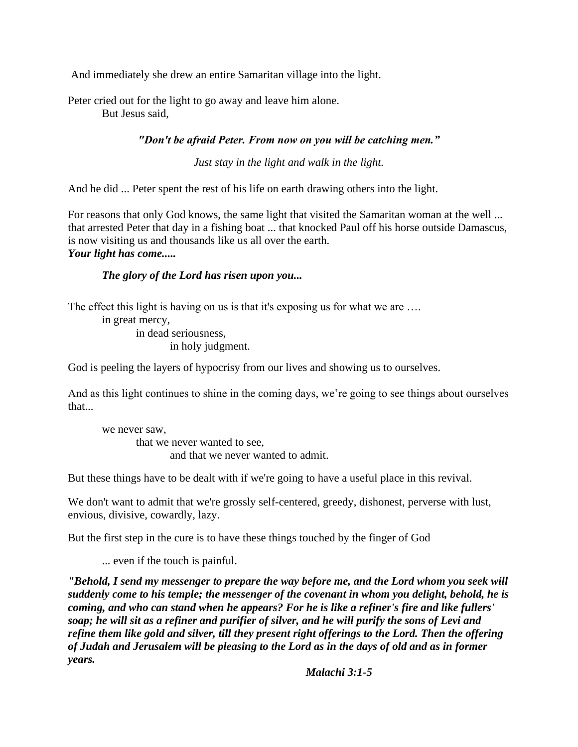And immediately she drew an entire Samaritan village into the light.

Peter cried out for the light to go away and leave him alone.
But Jesus said,

***"Don't be afraid Peter. From now on you will be catching men."***

*Just stay in the light and walk in the light.*

And he did ... Peter spent the rest of his life on earth drawing others into the light.

For reasons that only God knows, the same light that visited the Samaritan woman at the well ... that arrested Peter that day in a fishing boat ... that knocked Paul off his horse outside Damascus, is now visiting us and thousands like us all over the earth.
***Your light has come.....***

***The glory of the Lord has risen upon you...***

The effect this light is having on us is that it's exposing us for what we are ….
in great mercy,
in dead seriousness,
in holy judgment.

God is peeling the layers of hypocrisy from our lives and showing us to ourselves.

And as this light continues to shine in the coming days, we're going to see things about ourselves that...

we never saw,
that we never wanted to see,
and that we never wanted to admit.

But these things have to be dealt with if we're going to have a useful place in this revival.

We don't want to admit that we're grossly self-centered, greedy, dishonest, perverse with lust, envious, divisive, cowardly, lazy.

But the first step in the cure is to have these things touched by the finger of God

... even if the touch is painful.

***"Behold, I send my messenger to prepare the way before me, and the Lord whom you seek will suddenly come to his temple; the messenger of the covenant in whom you delight, behold, he is coming, and who can stand when he appears? For he is like a refiner's fire and like fullers' soap; he will sit as a refiner and purifier of silver, and he will purify the sons of Levi and refine them like gold and silver, till they present right offerings to the Lord. Then the offering of Judah and Jerusalem will be pleasing to the Lord as in the days of old and as in former years.***

***Malachi 3:1-5***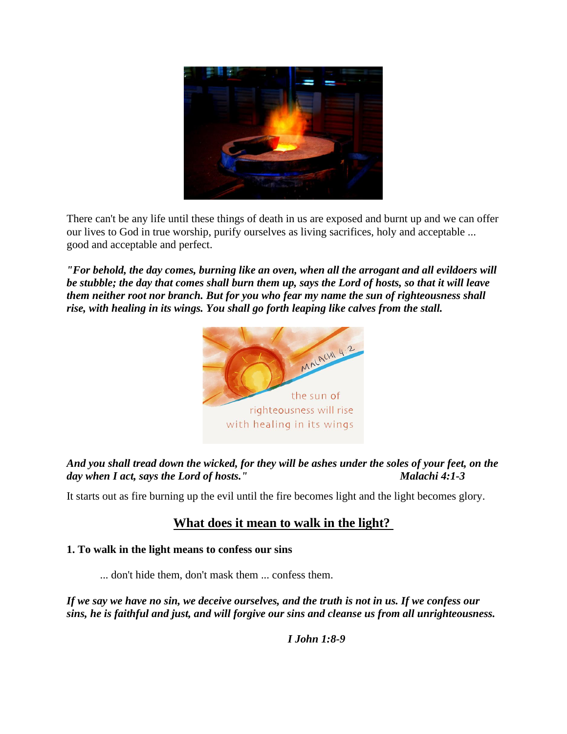There can't be any life until these things of death in us are exposed and burnt up and we can offer our lives to God in true worship, purify ourselves as living sacrifices, holy and acceptable ... good and acceptable and perfect.

***"For behold, the day comes, burning like an oven, when all the arrogant and all evildoers will be stubble; the day that comes shall burn them up, says the Lord of hosts, so that it will leave them neither root nor branch. But for you who fear my name the sun of righteousness shall rise, with healing in its wings. You shall go forth leaping like calves from the stall.***

***And you shall tread down the wicked, for they will be ashes under the soles of your feet, on the day when I act, says the Lord of hosts." Malachi 4:1-3***

It starts out as fire burning up the evil until the fire becomes light and the light becomes glory.

## What does it mean to walk in the light?

**1. To walk in the light means to confess our sins**

... don't hide them, don't mask them ... confess them.

***If we say we have no sin, we deceive ourselves, and the truth is not in us. If we confess our sins, he is faithful and just, and will forgive our sins and cleanse us from all unrighteousness.***

***I John 1:8-9***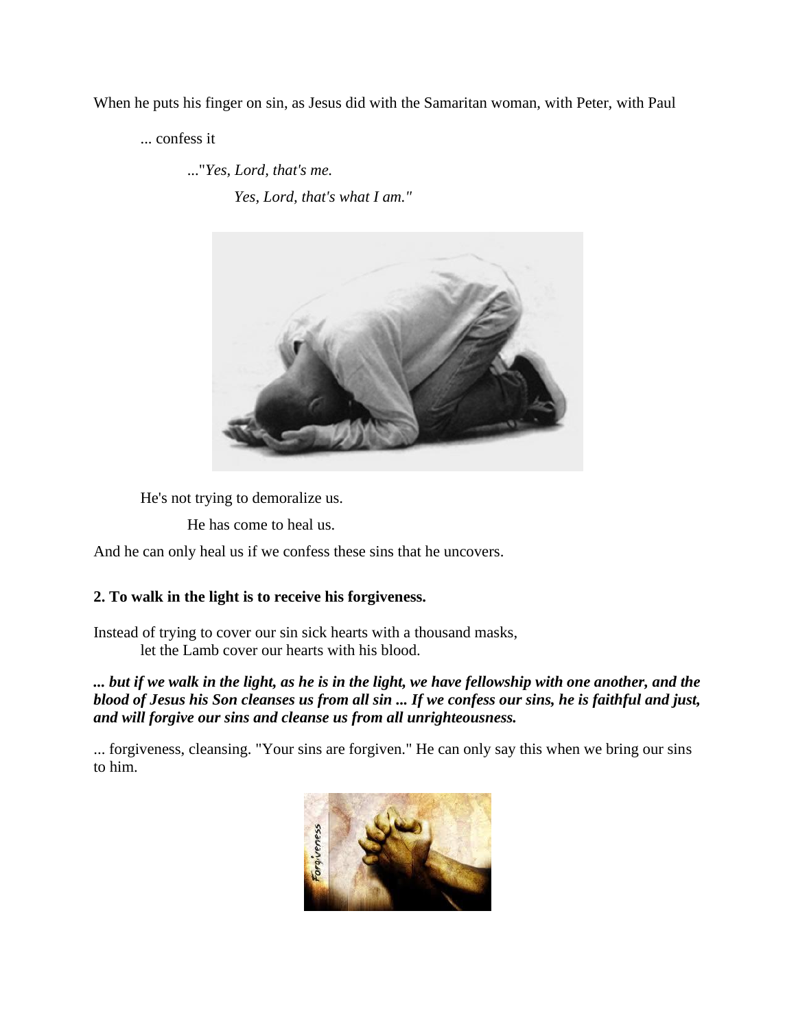When he puts his finger on sin, as Jesus did with the Samaritan woman, with Peter, with Paul

... confess it

..."*Yes, Lord, that's me.*

*Yes, Lord, that's what I am."*

He's not trying to demoralize us.

He has come to heal us.

And he can only heal us if we confess these sins that he uncovers.

**2. To walk in the light is to receive his forgiveness.**

Instead of trying to cover our sin sick hearts with a thousand masks,
let the Lamb cover our hearts with his blood.

***... but if we walk in the light, as he is in the light, we have fellowship with one another, and the blood of Jesus his Son cleanses us from all sin ... If we confess our sins, he is faithful and just, and will forgive our sins and cleanse us from all unrighteousness.***

... forgiveness, cleansing. "Your sins are forgiven." He can only say this when we bring our sins to him.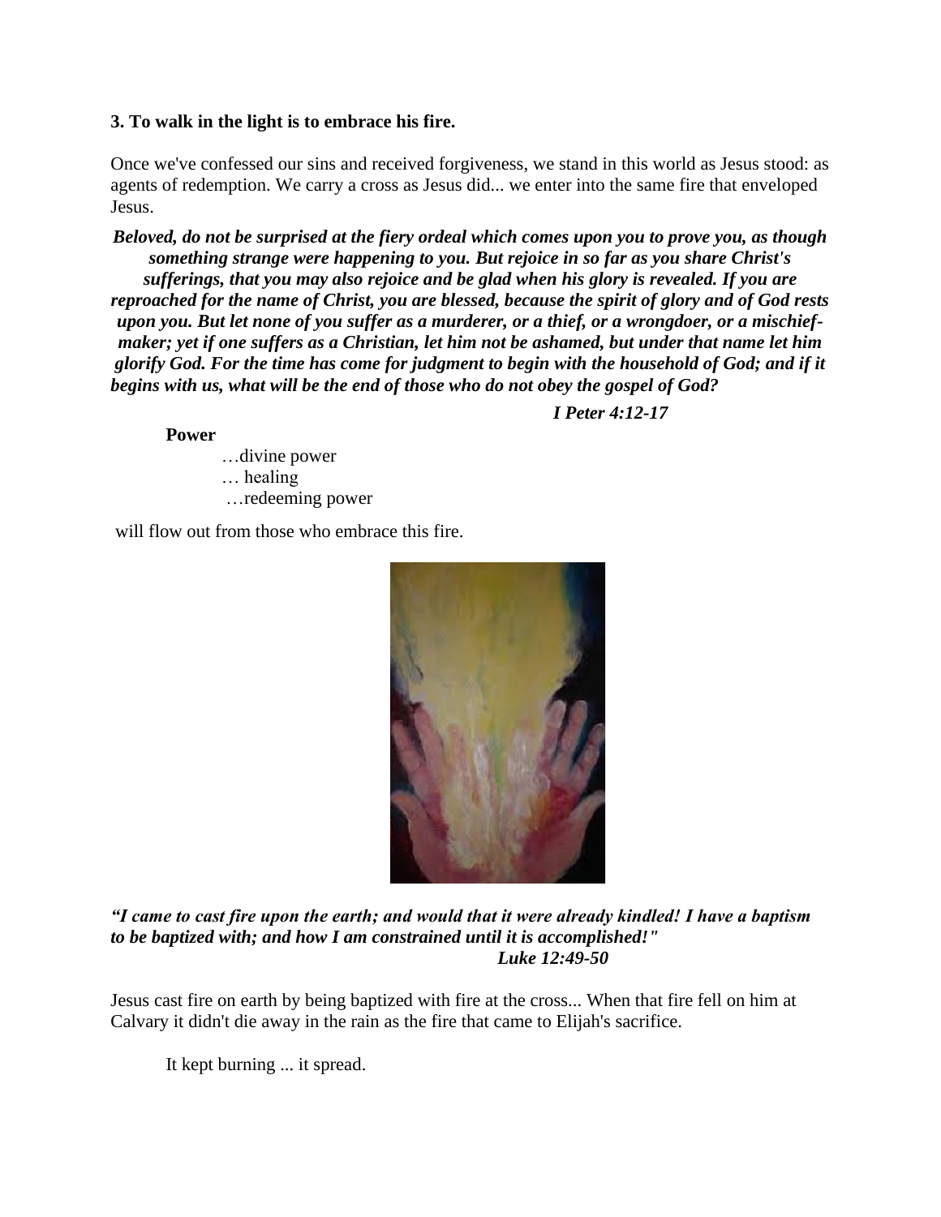**3. To walk in the light is to embrace his fire.**

Once we've confessed our sins and received forgiveness, we stand in this world as Jesus stood: as agents of redemption. We carry a cross as Jesus did... we enter into the same fire that enveloped Jesus.

***Beloved, do not be surprised at the fiery ordeal which comes upon you to prove you, as though something strange were happening to you. But rejoice in so far as you share Christ's sufferings, that you may also rejoice and be glad when his glory is revealed. If you are reproached for the name of Christ, you are blessed, because the spirit of glory and of God rests upon you. But let none of you suffer as a murderer, or a thief, or a wrongdoer, or a mischief-maker; yet if one suffers as a Christian, let him not be ashamed, but under that name let him glorify God. For the time has come for judgment to begin with the household of God; and if it begins with us, what will be the end of those who do not obey the gospel of God?***

***I Peter 4:12-17***

**Power**

…divine power
… healing
…redeeming power

will flow out from those who embrace this fire.

***"I came to cast fire upon the earth; and would that it were already kindled! I have a baptism to be baptized with; and how I am constrained until it is accomplished!"***
***Luke 12:49-50***

Jesus cast fire on earth by being baptized with fire at the cross... When that fire fell on him at Calvary it didn't die away in the rain as the fire that came to Elijah's sacrifice.

It kept burning ... it spread.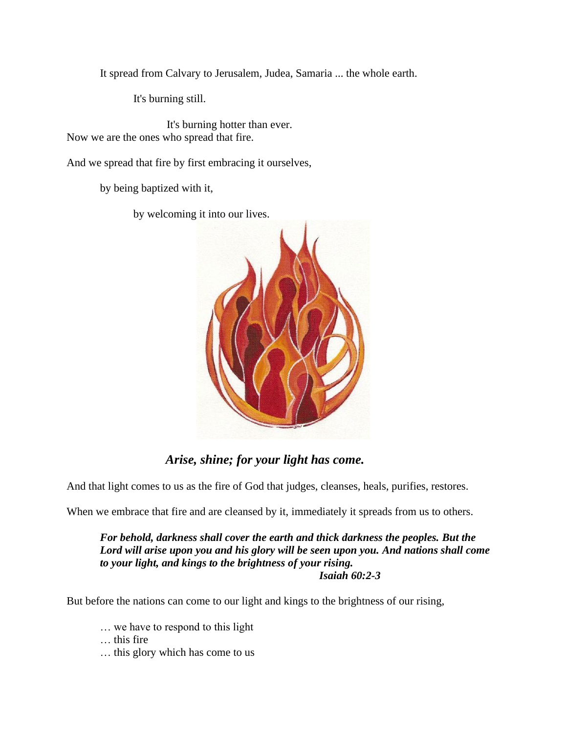It spread from Calvary to Jerusalem, Judea, Samaria ... the whole earth.

It's burning still.

It's burning hotter than ever.

Now we are the ones who spread that fire.

And we spread that fire by first embracing it ourselves,

by being baptized with it,

by welcoming it into our lives.

***Arise, shine; for your light has come.***

And that light comes to us as the fire of God that judges, cleanses, heals, purifies, restores.

When we embrace that fire and are cleansed by it, immediately it spreads from us to others.

> ***For behold, darkness shall cover the earth and thick darkness the peoples. But the Lord will arise upon you and his glory will be seen upon you. And nations shall come to your light, and kings to the brightness of your rising.***
> ***Isaiah 60:2-3***

But before the nations can come to our light and kings to the brightness of our rising,

… we have to respond to this light
… this fire
… this glory which has come to us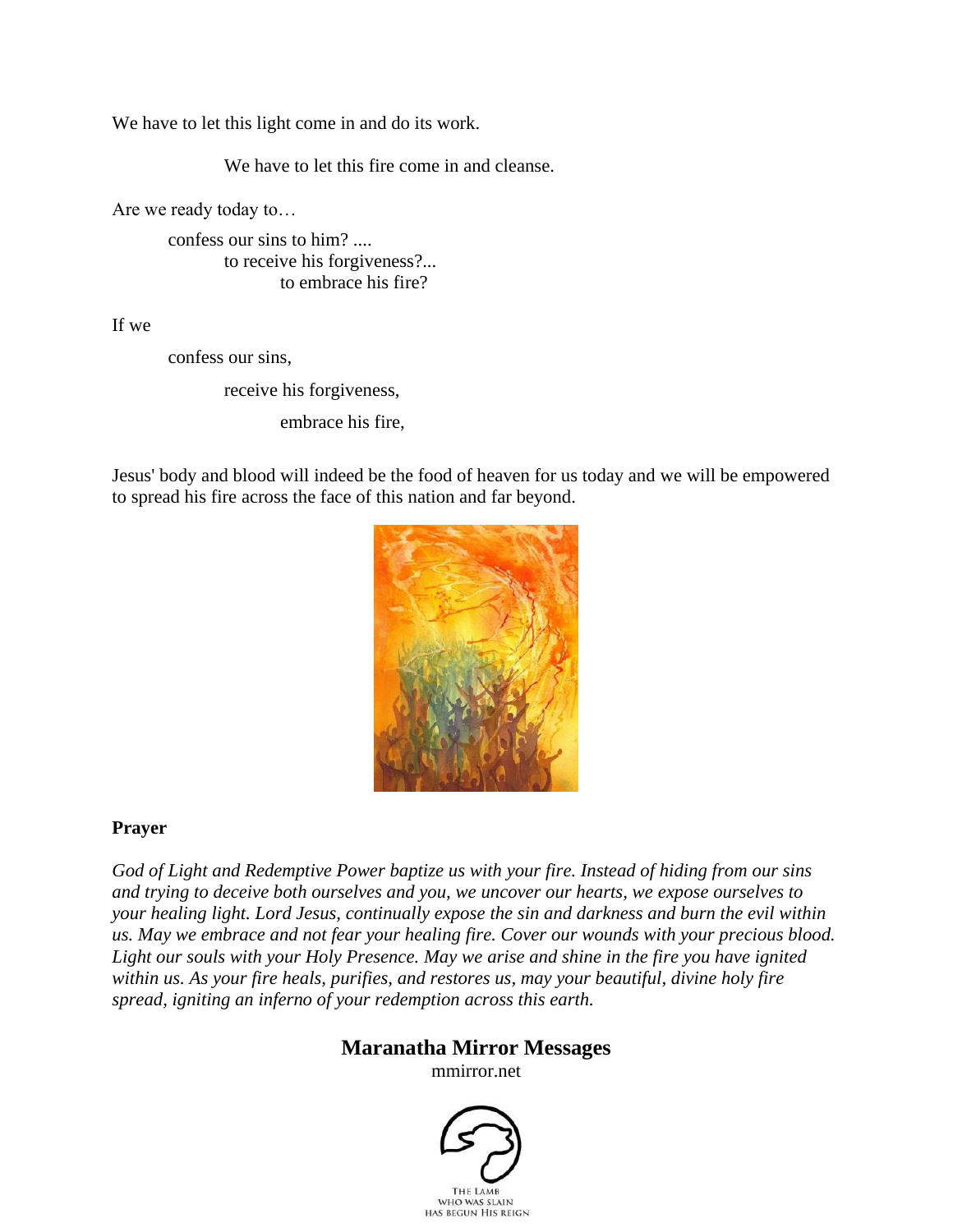We have to let this light come in and do its work.

We have to let this fire come in and cleanse.

Are we ready today to…

confess our sins to him? ....
to receive his forgiveness?...
to embrace his fire?

If we

confess our sins,

receive his forgiveness,

embrace his fire,

Jesus' body and blood will indeed be the food of heaven for us today and we will be empowered to spread his fire across the face of this nation and far beyond.

**Prayer**

*God of Light and Redemptive Power baptize us with your fire. Instead of hiding from our sins and trying to deceive both ourselves and you, we uncover our hearts, we expose ourselves to your healing light. Lord Jesus, continually expose the sin and darkness and burn the evil within us. May we embrace and not fear your healing fire. Cover our wounds with your precious blood. Light our souls with your Holy Presence. May we arise and shine in the fire you have ignited within us. As your fire heals, purifies, and restores us, may your beautiful, divine holy fire spread, igniting an inferno of your redemption across this earth.*

**Maranatha Mirror Messages**

mmirror.net

THE LAMB
WHO WAS SLAIN
HAS BEGUN HIS REIGN